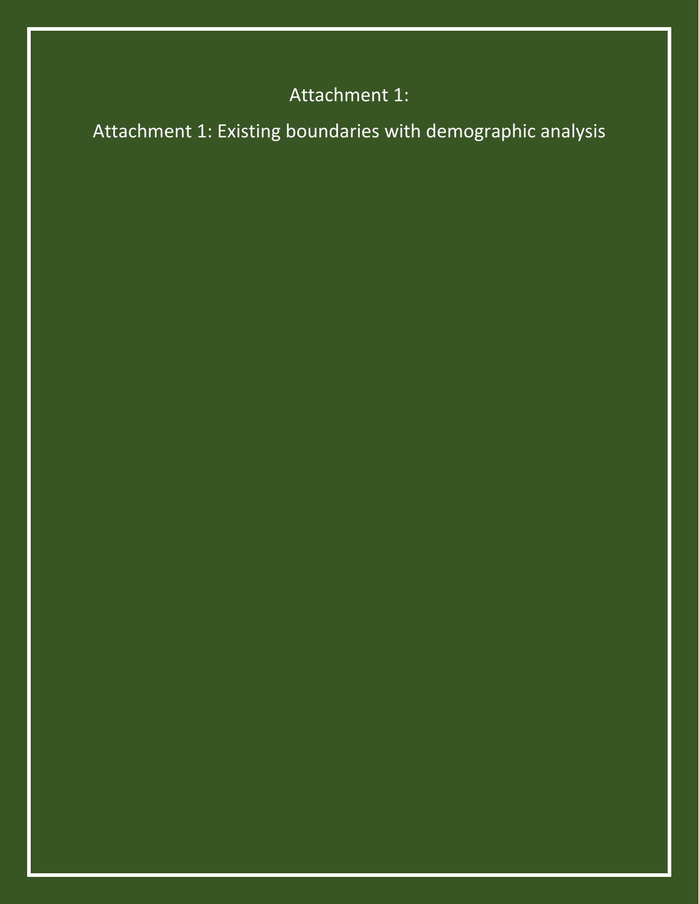Attachment 1:

Attachment 1: Existing boundaries with demographic analysis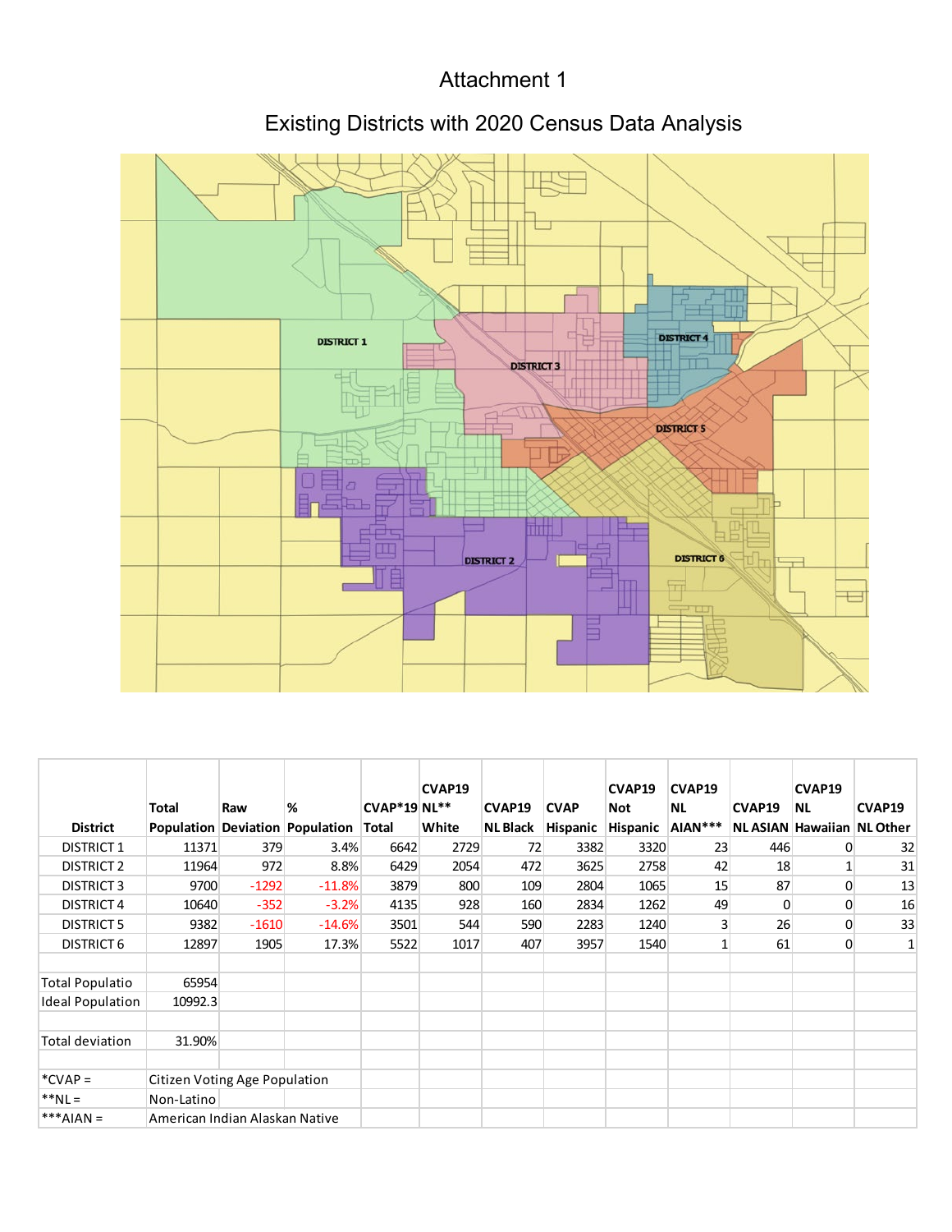# Attachment 1

## Existing Districts with 2020 Census Data Analysis

| District | Total Population | Raw Deviation | % Population | CVAP*19 Total | CVAP19 NL** White | CVAP19 NL Black | CVAP Hispanic | CVAP19 Not Hispanic | CVAP19 NL AIAN*** | CVAP19 NL ASIAN | CVAP19 NL Hawaiian | CVAP19 NL Other |
|---|---|---|---|---|---|---|---|---|---|---|---|---|
| DISTRICT 1 | 11371 | 379 | 3.4% | 6642 | 2729 | 72 | 3382 | 3320 | 23 | 446 | 0 | 32 |
| DISTRICT 2 | 11964 | 972 | 8.8% | 6429 | 2054 | 472 | 3625 | 2758 | 42 | 18 | 1 | 31 |
| DISTRICT 3 | 9700 | -1292 | -11.8% | 3879 | 800 | 109 | 2804 | 1065 | 15 | 87 | 0 | 13 |
| DISTRICT 4 | 10640 | -352 | -3.2% | 4135 | 928 | 160 | 2834 | 1262 | 49 | 0 | 0 | 16 |
| DISTRICT 5 | 9382 | -1610 | -14.6% | 3501 | 544 | 590 | 2283 | 1240 | 3 | 26 | 0 | 33 |
| DISTRICT 6 | 12897 | 1905 | 17.3% | 5522 | 1017 | 407 | 3957 | 1540 | 1 | 61 | 0 | 1 |
| | | | | | | | | | | | | |
| Total Populatio | 65954 | | | | | | | | | | | |
| Ideal Population | 10992.3 | | | | | | | | | | | |
| | | | | | | | | | | | | |
| Total deviation | 31.90% | | | | | | | | | | | |
| | | | | | | | | | | | | |
| *CVAP = | Citizen Voting Age Population | | | | | | | | | | | |
| **NL = | Non-Latino | | | | | | | | | | | |
| ***AIAN = | American Indian Alaskan Native | | | | | | | | | | | |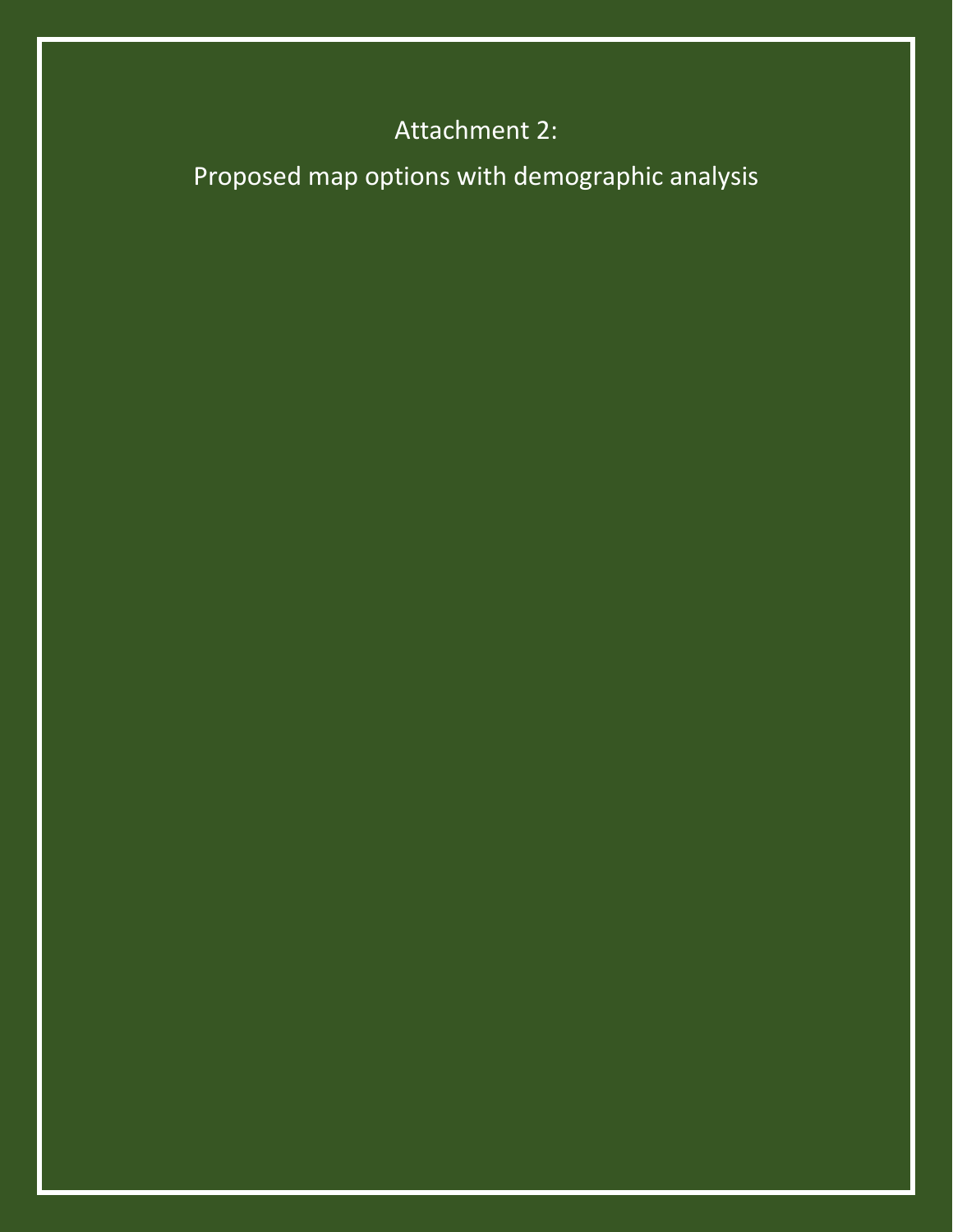# Attachment 2:

## Proposed map options with demographic analysis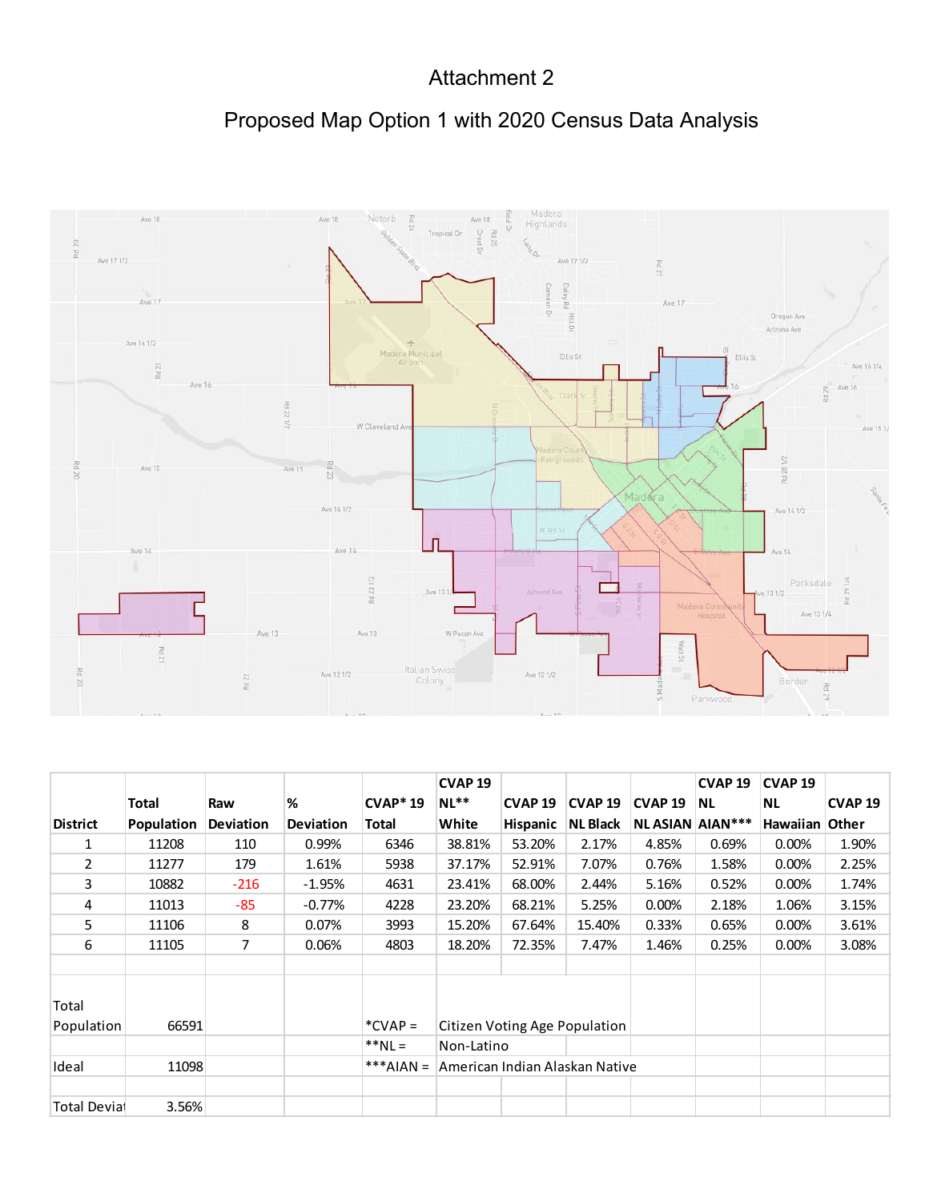# Attachment 2

## Proposed Map Option 1 with 2020 Census Data Analysis

| District | Total Population | Raw Deviation | % Deviation | CVAP* 19 Total | CVAP 19 NL** White | CVAP 19 Hispanic | CVAP 19 NL Black | CVAP 19 NL ASIAN | CVAP 19 NL AIAN*** | CVAP 19 NL Hawaiian | CVAP 19 Other |
|---|---|---|---|---|---|---|---|---|---|---|---|
| 1 | 11208 | 110 | 0.99% | 6346 | 38.81% | 53.20% | 2.17% | 4.85% | 0.69% | 0.00% | 1.90% |
| 2 | 11277 | 179 | 1.61% | 5938 | 37.17% | 52.91% | 7.07% | 0.76% | 1.58% | 0.00% | 2.25% |
| 3 | 10882 | -216 | -1.95% | 4631 | 23.41% | 68.00% | 2.44% | 5.16% | 0.52% | 0.00% | 1.74% |
| 4 | 11013 | -85 | -0.77% | 4228 | 23.20% | 68.21% | 5.25% | 0.00% | 2.18% | 1.06% | 3.15% |
| 5 | 11106 | 8 | 0.07% | 3993 | 15.20% | 67.64% | 15.40% | 0.33% | 0.65% | 0.00% | 3.61% |
| 6 | 11105 | 7 | 0.06% | 4803 | 18.20% | 72.35% | 7.47% | 1.46% | 0.25% | 0.00% | 3.08% |
| | | | | | | | | | | | |
| Total Population | 66591 | | | *CVAP = | Citizen Voting Age Population | | | | | | |
| | | | | **NL = | Non-Latino | | | | | | |
| Ideal | 11098 | | | ***AIAN = | American Indian Alaskan Native | | | | | | |
| | | | | | | | | | | | |
| Total Deviat | 3.56% | | | | | | | | | | |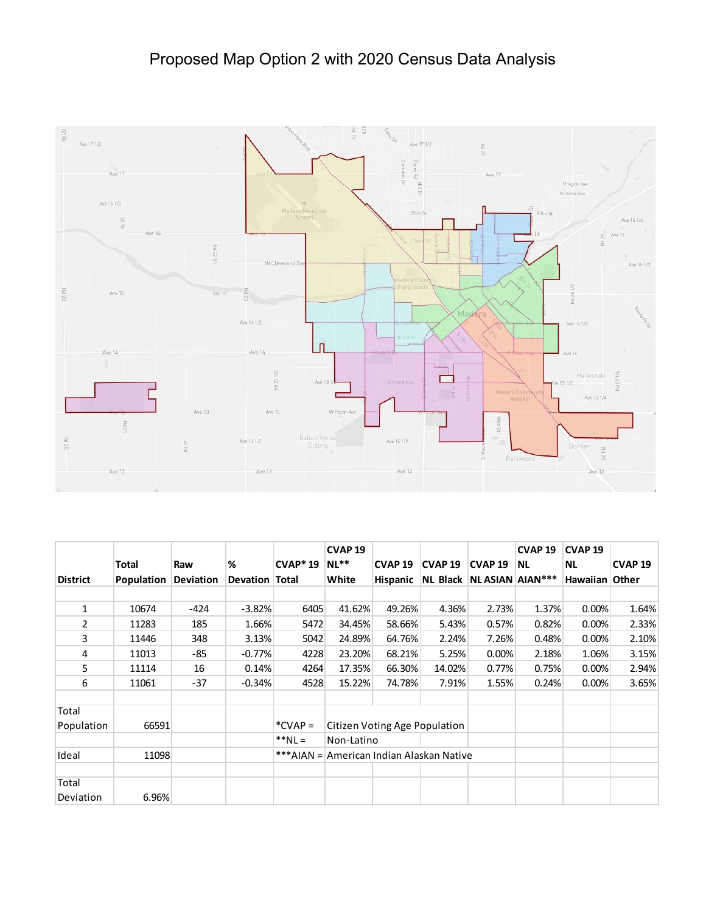# Proposed Map Option 2 with 2020 Census Data Analysis

| District | Total Population | Raw Deviation | % Devation | CVAP* 19 Total | CVAP 19 NL** White | CVAP 19 Hispanic | CVAP 19 NL Black | CVAP 19 NL ASIAN | CVAP 19 NL AIAN*** | CVAP 19 NL Hawaiian | CVAP 19 Other |
|---|---|---|---|---|---|---|---|---|---|---|---|
| | | | | | | | | | | | |
| 1 | 10674 | -424 | -3.82% | 6405 | 41.62% | 49.26% | 4.36% | 2.73% | 1.37% | 0.00% | 1.64% |
| 2 | 11283 | 185 | 1.66% | 5472 | 34.45% | 58.66% | 5.43% | 0.57% | 0.82% | 0.00% | 2.33% |
| 3 | 11446 | 348 | 3.13% | 5042 | 24.89% | 64.76% | 2.24% | 7.26% | 0.48% | 0.00% | 2.10% |
| 4 | 11013 | -85 | -0.77% | 4228 | 23.20% | 68.21% | 5.25% | 0.00% | 2.18% | 1.06% | 3.15% |
| 5 | 11114 | 16 | 0.14% | 4264 | 17.35% | 66.30% | 14.02% | 0.77% | 0.75% | 0.00% | 2.94% |
| 6 | 11061 | -37 | -0.34% | 4528 | 15.22% | 74.78% | 7.91% | 1.55% | 0.24% | 0.00% | 3.65% |
| | | | | | | | | | | | |
| Total Population | 66591 | | | *CVAP = | Citizen Voting Age Population | | | | | | |
| | | | | **NL = | Non-Latino | | | | | | |
| Ideal | 11098 | | | ***AIAN = | American Indian Alaskan Native | | | | | | |
| | | | | | | | | | | | |
| Total Deviation | 6.96% | | | | | | | | | | |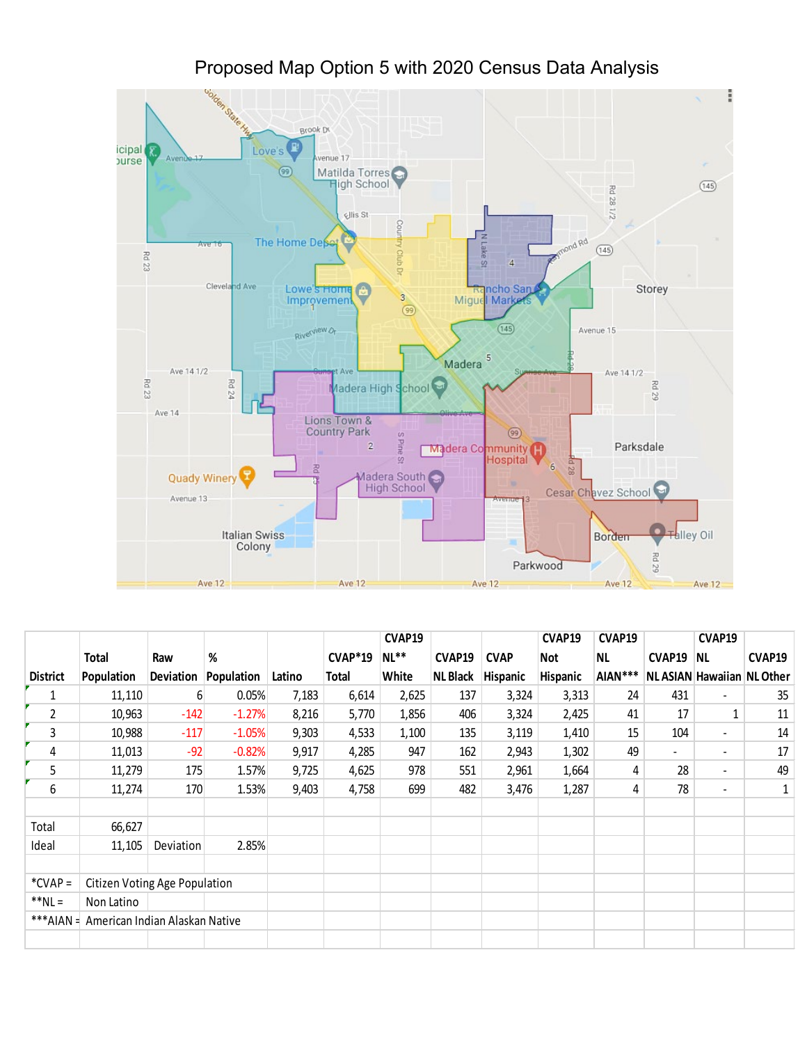# Proposed Map Option 5 with 2020 Census Data Analysis

| District | Total Population | Raw Deviation | % Population | Latino | CVAP*19 Total | CVAP19 NL** White | CVAP19 NL Black | CVAP Hispanic | CVAP19 Not Hispanic | CVAP19 NL AIAN*** | CVAP19 NL ASIAN | CVAP19 NL Hawaiian | CVAP19 NL Other |
|---|---|---|---|---|---|---|---|---|---|---|---|---|---|
| 1 | 11,110 | 6 | 0.05% | 7,183 | 6,614 | 2,625 | 137 | 3,324 | 3,313 | 24 | 431 | - | 35 |
| 2 | 10,963 | -142 | -1.27% | 8,216 | 5,770 | 1,856 | 406 | 3,324 | 2,425 | 41 | 17 | 1 | 11 |
| 3 | 10,988 | -117 | -1.05% | 9,303 | 4,533 | 1,100 | 135 | 3,119 | 1,410 | 15 | 104 | - | 14 |
| 4 | 11,013 | -92 | -0.82% | 9,917 | 4,285 | 947 | 162 | 2,943 | 1,302 | 49 | - | - | 17 |
| 5 | 11,279 | 175 | 1.57% | 9,725 | 4,625 | 978 | 551 | 2,961 | 1,664 | 4 | 28 | - | 49 |
| 6 | 11,274 | 170 | 1.53% | 9,403 | 4,758 | 699 | 482 | 3,476 | 1,287 | 4 | 78 | - | 1 |
| | | | | | | | | | | | | | |
| Total | 66,627 | | | | | | | | | | | | |
| Ideal | 11,105 | Deviation | 2.85% | | | | | | | | | | |

*CVAP = Citizen Voting Age Population

**NL = Non Latino

***AIAN = American Indian Alaskan Native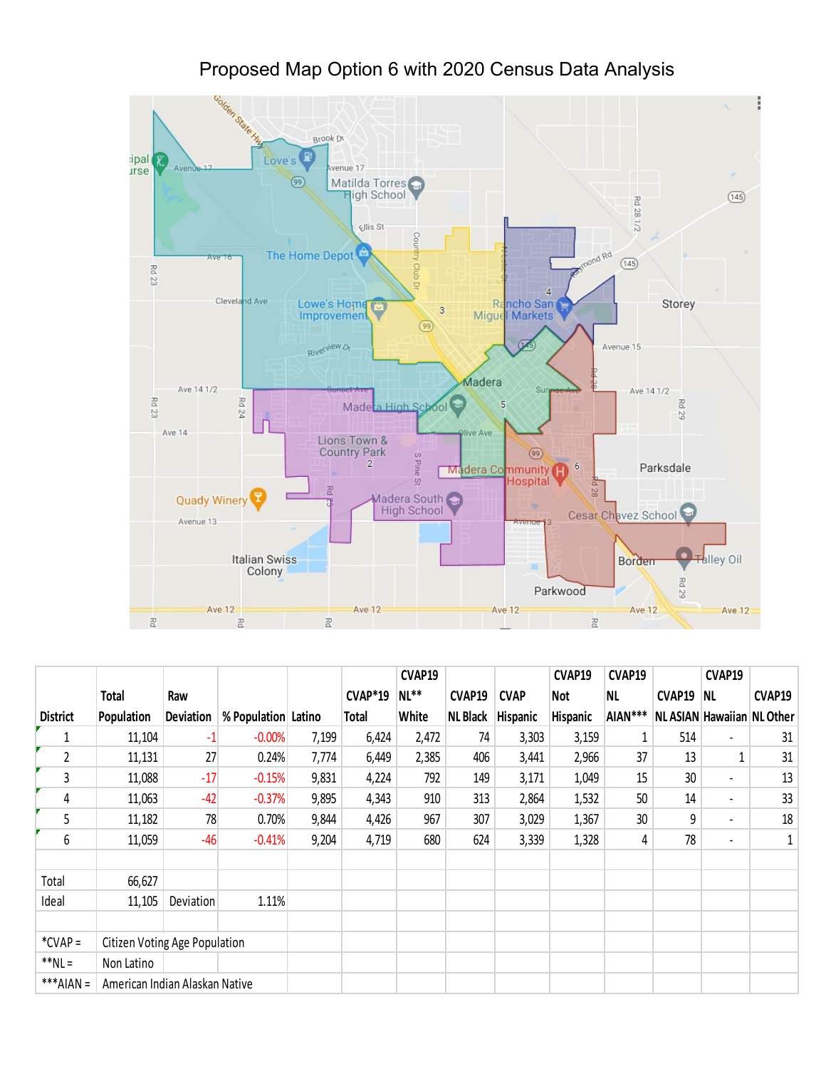# Proposed Map Option 6 with 2020 Census Data Analysis

| District | Total Population | Raw Deviation | % Population | Latino | CVAP*19 Total | CVAP19 NL** White | CVAP19 NL Black | CVAP Hispanic | CVAP19 Not Hispanic | CVAP19 NL AIAN*** | CVAP19 NL ASIAN | CVAP19 NL Hawaiian | CVAP19 NL Other |
|---|---|---|---|---|---|---|---|---|---|---|---|---|---|
| 1 | 11,104 | -1 | -0.00% | 7,199 | 6,424 | 2,472 | 74 | 3,303 | 3,159 | 1 | 514 | - | 31 |
| 2 | 11,131 | 27 | 0.24% | 7,774 | 6,449 | 2,385 | 406 | 3,441 | 2,966 | 37 | 13 | 1 | 31 |
| 3 | 11,088 | -17 | -0.15% | 9,831 | 4,224 | 792 | 149 | 3,171 | 1,049 | 15 | 30 | - | 13 |
| 4 | 11,063 | -42 | -0.37% | 9,895 | 4,343 | 910 | 313 | 2,864 | 1,532 | 50 | 14 | - | 33 |
| 5 | 11,182 | 78 | 0.70% | 9,844 | 4,426 | 967 | 307 | 3,029 | 1,367 | 30 | 9 | - | 18 |
| 6 | 11,059 | -46 | -0.41% | 9,204 | 4,719 | 680 | 624 | 3,339 | 1,328 | 4 | 78 | - | 1 |
| | | | | | | | | | | | | | |
| Total | 66,627 | | | | | | | | | | | | |
| Ideal | 11,105 | Deviation | 1.11% | | | | | | | | | | |

*CVAP = Citizen Voting Age Population

**NL = Non Latino

***AIAN = American Indian Alaskan Native